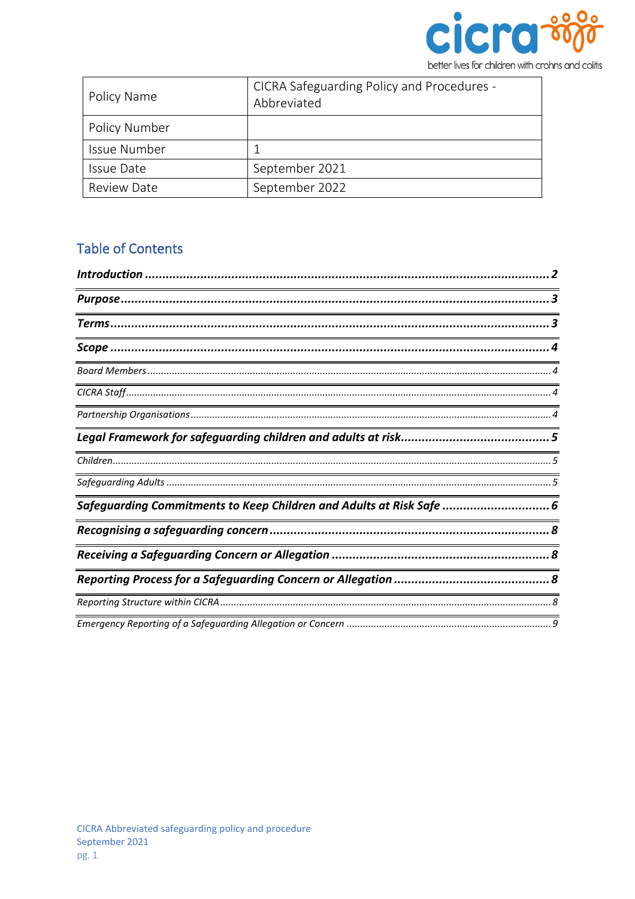| Policy Name | CICRA Safeguarding Policy and Procedures - Abbreviated |
|---|---|
| Policy Number | |
| Issue Number | 1 |
| Issue Date | September 2021 |
| Review Date | September 2022 |

## Table of Contents

***Introduction*** ........................................................................................................ ***2***

***Purpose*** ............................................................................................................. ***3***

***Terms*** ................................................................................................................ ***3***

***Scope*** ................................................................................................................ ***4***

*Board Members* ........................................................................................................ *4*

*CICRA Staff* ............................................................................................................ *4*

*Partnership Organisations* .......................................................................................... *4*

***Legal Framework for safeguarding children and adults at risk*** .................................. ***5***

*Children* ................................................................................................................ *5*

*Safeguarding Adults* ................................................................................................ *5*

***Safeguarding Commitments to Keep Children and Adults at Risk Safe*** ........................ ***6***

***Recognising a safeguarding concern*** ........................................................................ ***8***

***Receiving a Safeguarding Concern or Allegation*** ........................................................ ***8***

***Reporting Process for a Safeguarding Concern or Allegation*** ....................................... ***8***

*Reporting Structure within CICRA* ............................................................................... *8*

*Emergency Reporting of a Safeguarding Allegation or Concern* ...................................... *9*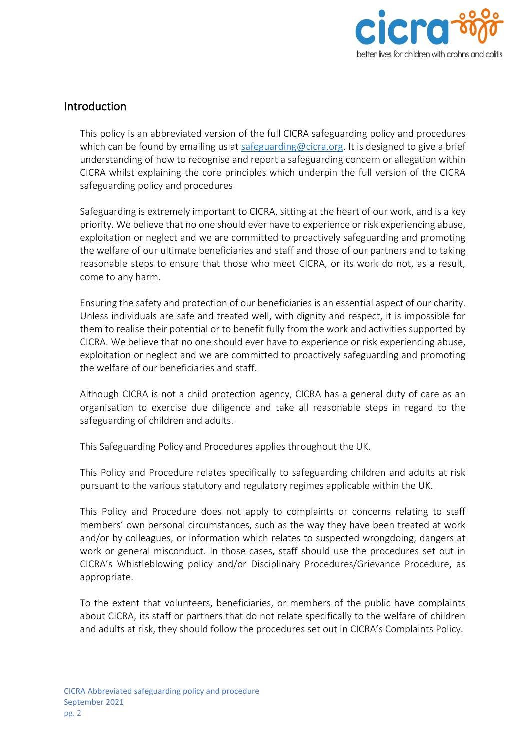## Introduction

This policy is an abbreviated version of the full CICRA safeguarding policy and procedures which can be found by emailing us at safeguarding@cicra.org. It is designed to give a brief understanding of how to recognise and report a safeguarding concern or allegation within CICRA whilst explaining the core principles which underpin the full version of the CICRA safeguarding policy and procedures

Safeguarding is extremely important to CICRA, sitting at the heart of our work, and is a key priority. We believe that no one should ever have to experience or risk experiencing abuse, exploitation or neglect and we are committed to proactively safeguarding and promoting the welfare of our ultimate beneficiaries and staff and those of our partners and to taking reasonable steps to ensure that those who meet CICRA, or its work do not, as a result, come to any harm.

Ensuring the safety and protection of our beneficiaries is an essential aspect of our charity. Unless individuals are safe and treated well, with dignity and respect, it is impossible for them to realise their potential or to benefit fully from the work and activities supported by CICRA. We believe that no one should ever have to experience or risk experiencing abuse, exploitation or neglect and we are committed to proactively safeguarding and promoting the welfare of our beneficiaries and staff.

Although CICRA is not a child protection agency, CICRA has a general duty of care as an organisation to exercise due diligence and take all reasonable steps in regard to the safeguarding of children and adults.

This Safeguarding Policy and Procedures applies throughout the UK.

This Policy and Procedure relates specifically to safeguarding children and adults at risk pursuant to the various statutory and regulatory regimes applicable within the UK.

This Policy and Procedure does not apply to complaints or concerns relating to staff members' own personal circumstances, such as the way they have been treated at work and/or by colleagues, or information which relates to suspected wrongdoing, dangers at work or general misconduct. In those cases, staff should use the procedures set out in CICRA's Whistleblowing policy and/or Disciplinary Procedures/Grievance Procedure, as appropriate.

To the extent that volunteers, beneficiaries, or members of the public have complaints about CICRA, its staff or partners that do not relate specifically to the welfare of children and adults at risk, they should follow the procedures set out in CICRA's Complaints Policy.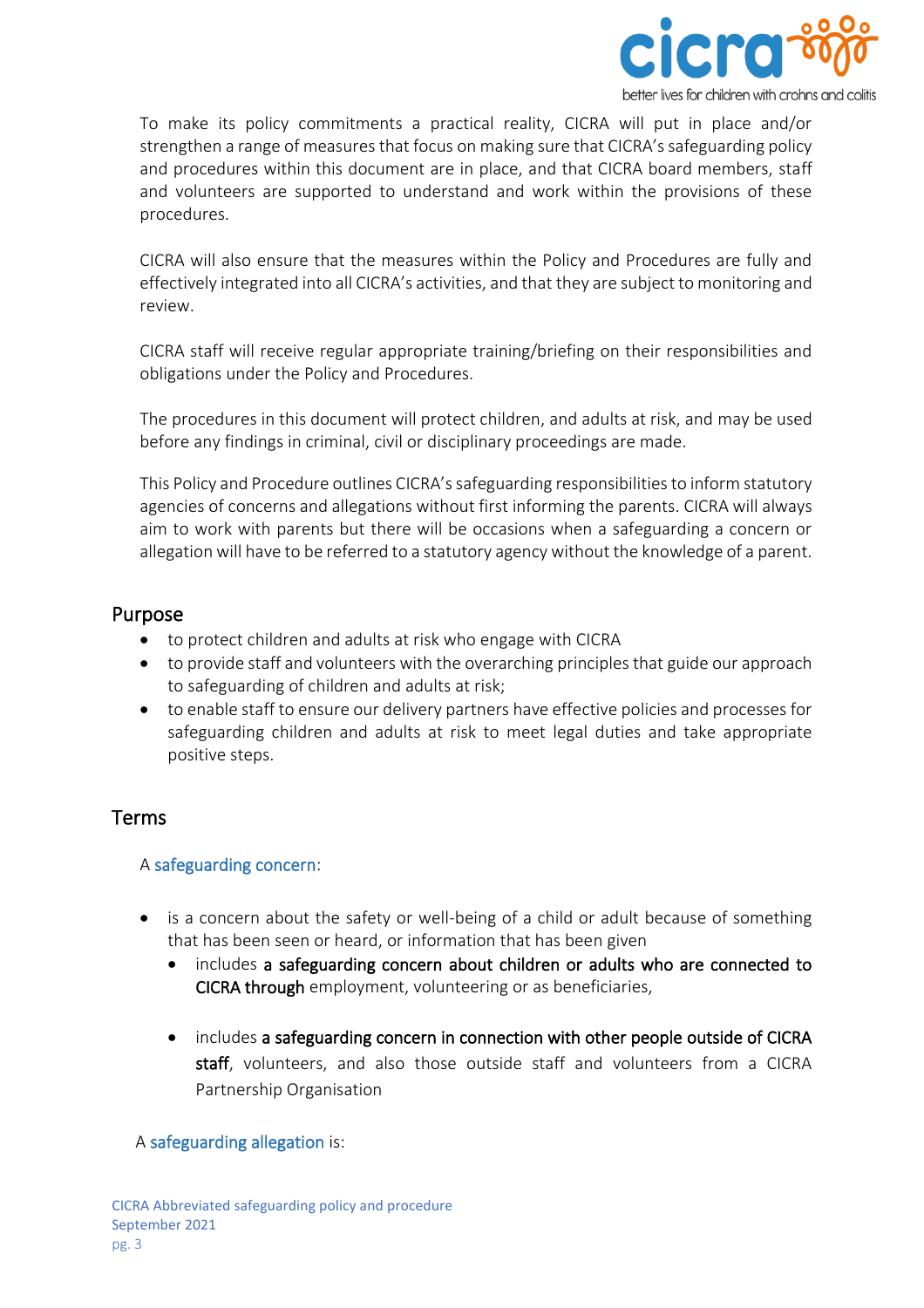To make its policy commitments a practical reality, CICRA will put in place and/or strengthen a range of measures that focus on making sure that CICRA's safeguarding policy and procedures within this document are in place, and that CICRA board members, staff and volunteers are supported to understand and work within the provisions of these procedures.

CICRA will also ensure that the measures within the Policy and Procedures are fully and effectively integrated into all CICRA's activities, and that they are subject to monitoring and review.

CICRA staff will receive regular appropriate training/briefing on their responsibilities and obligations under the Policy and Procedures.

The procedures in this document will protect children, and adults at risk, and may be used before any findings in criminal, civil or disciplinary proceedings are made.

This Policy and Procedure outlines CICRA's safeguarding responsibilities to inform statutory agencies of concerns and allegations without first informing the parents. CICRA will always aim to work with parents but there will be occasions when a safeguarding a concern or allegation will have to be referred to a statutory agency without the knowledge of a parent.

## Purpose

- to protect children and adults at risk who engage with CICRA
- to provide staff and volunteers with the overarching principles that guide our approach to safeguarding of children and adults at risk;
- to enable staff to ensure our delivery partners have effective policies and processes for safeguarding children and adults at risk to meet legal duties and take appropriate positive steps.

## Terms

A safeguarding concern:

- is a concern about the safety or well-being of a child or adult because of something that has been seen or heard, or information that has been given
  - includes **a safeguarding concern about children or adults who are connected to CICRA through** employment, volunteering or as beneficiaries,
  - includes **a safeguarding concern in connection with other people outside of CICRA staff**, volunteers, and also those outside staff and volunteers from a CICRA Partnership Organisation

A safeguarding allegation is: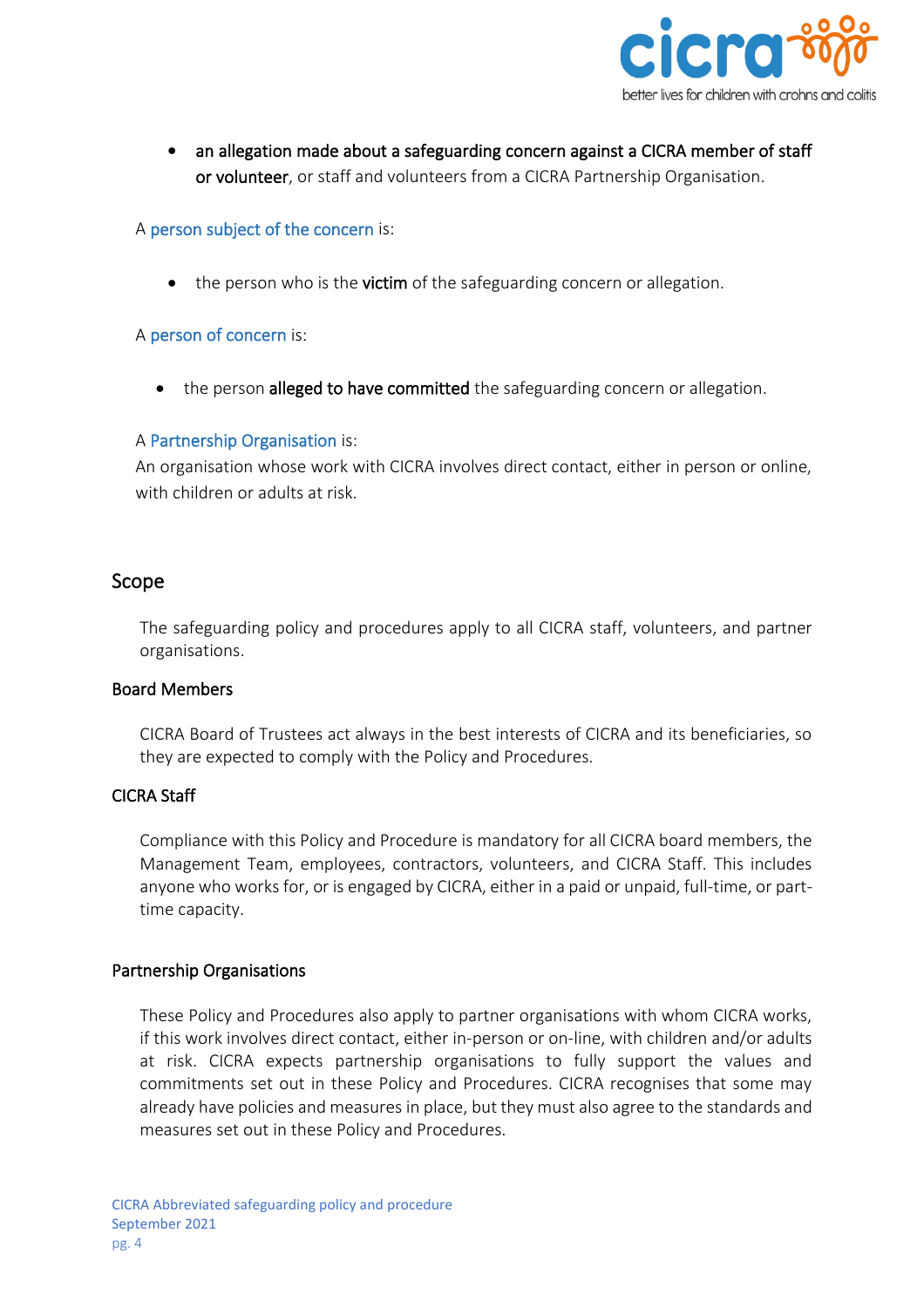- **an allegation made about a safeguarding concern against a CICRA member of staff or volunteer**, or staff and volunteers from a CICRA Partnership Organisation.

A person subject of the concern is:

- the person who is the **victim** of the safeguarding concern or allegation.

A person of concern is:

- the person **alleged to have committed** the safeguarding concern or allegation.

A Partnership Organisation is:
An organisation whose work with CICRA involves direct contact, either in person or online, with children or adults at risk.

## Scope

The safeguarding policy and procedures apply to all CICRA staff, volunteers, and partner organisations.

### Board Members

CICRA Board of Trustees act always in the best interests of CICRA and its beneficiaries, so they are expected to comply with the Policy and Procedures.

### CICRA Staff

Compliance with this Policy and Procedure is mandatory for all CICRA board members, the Management Team, employees, contractors, volunteers, and CICRA Staff. This includes anyone who works for, or is engaged by CICRA, either in a paid or unpaid, full-time, or part-time capacity.

### Partnership Organisations

These Policy and Procedures also apply to partner organisations with whom CICRA works, if this work involves direct contact, either in-person or on-line, with children and/or adults at risk. CICRA expects partnership organisations to fully support the values and commitments set out in these Policy and Procedures. CICRA recognises that some may already have policies and measures in place, but they must also agree to the standards and measures set out in these Policy and Procedures.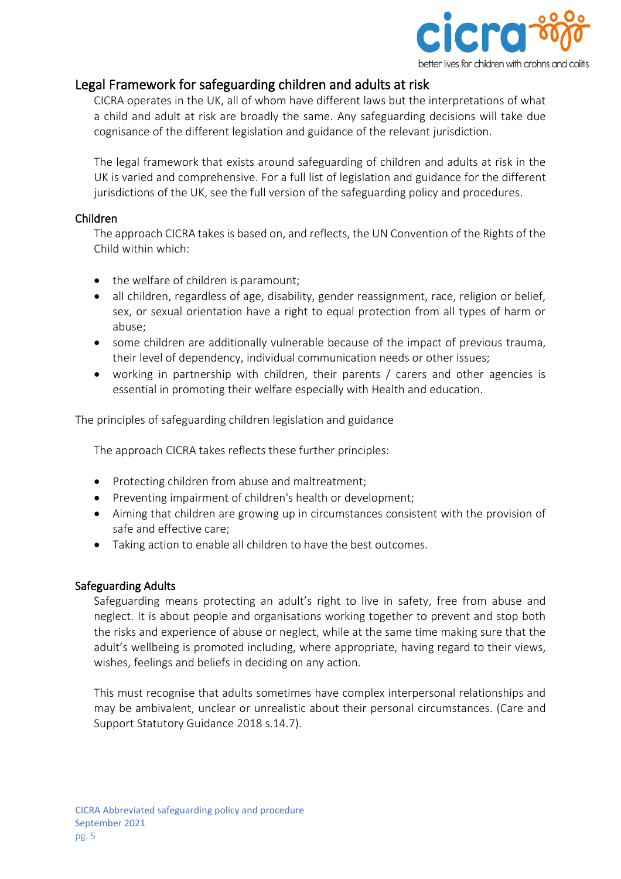## Legal Framework for safeguarding children and adults at risk

CICRA operates in the UK, all of whom have different laws but the interpretations of what a child and adult at risk are broadly the same. Any safeguarding decisions will take due cognisance of the different legislation and guidance of the relevant jurisdiction.

The legal framework that exists around safeguarding of children and adults at risk in the UK is varied and comprehensive. For a full list of legislation and guidance for the different jurisdictions of the UK, see the full version of the safeguarding policy and procedures.

### Children

The approach CICRA takes is based on, and reflects, the UN Convention of the Rights of the Child within which:

- the welfare of children is paramount;
- all children, regardless of age, disability, gender reassignment, race, religion or belief, sex, or sexual orientation have a right to equal protection from all types of harm or abuse;
- some children are additionally vulnerable because of the impact of previous trauma, their level of dependency, individual communication needs or other issues;
- working in partnership with children, their parents / carers and other agencies is essential in promoting their welfare especially with Health and education.

The principles of safeguarding children legislation and guidance

The approach CICRA takes reflects these further principles:

- Protecting children from abuse and maltreatment;
- Preventing impairment of children's health or development;
- Aiming that children are growing up in circumstances consistent with the provision of safe and effective care;
- Taking action to enable all children to have the best outcomes.

### Safeguarding Adults

Safeguarding means protecting an adult's right to live in safety, free from abuse and neglect. It is about people and organisations working together to prevent and stop both the risks and experience of abuse or neglect, while at the same time making sure that the adult's wellbeing is promoted including, where appropriate, having regard to their views, wishes, feelings and beliefs in deciding on any action.

This must recognise that adults sometimes have complex interpersonal relationships and may be ambivalent, unclear or unrealistic about their personal circumstances. (Care and Support Statutory Guidance 2018 s.14.7).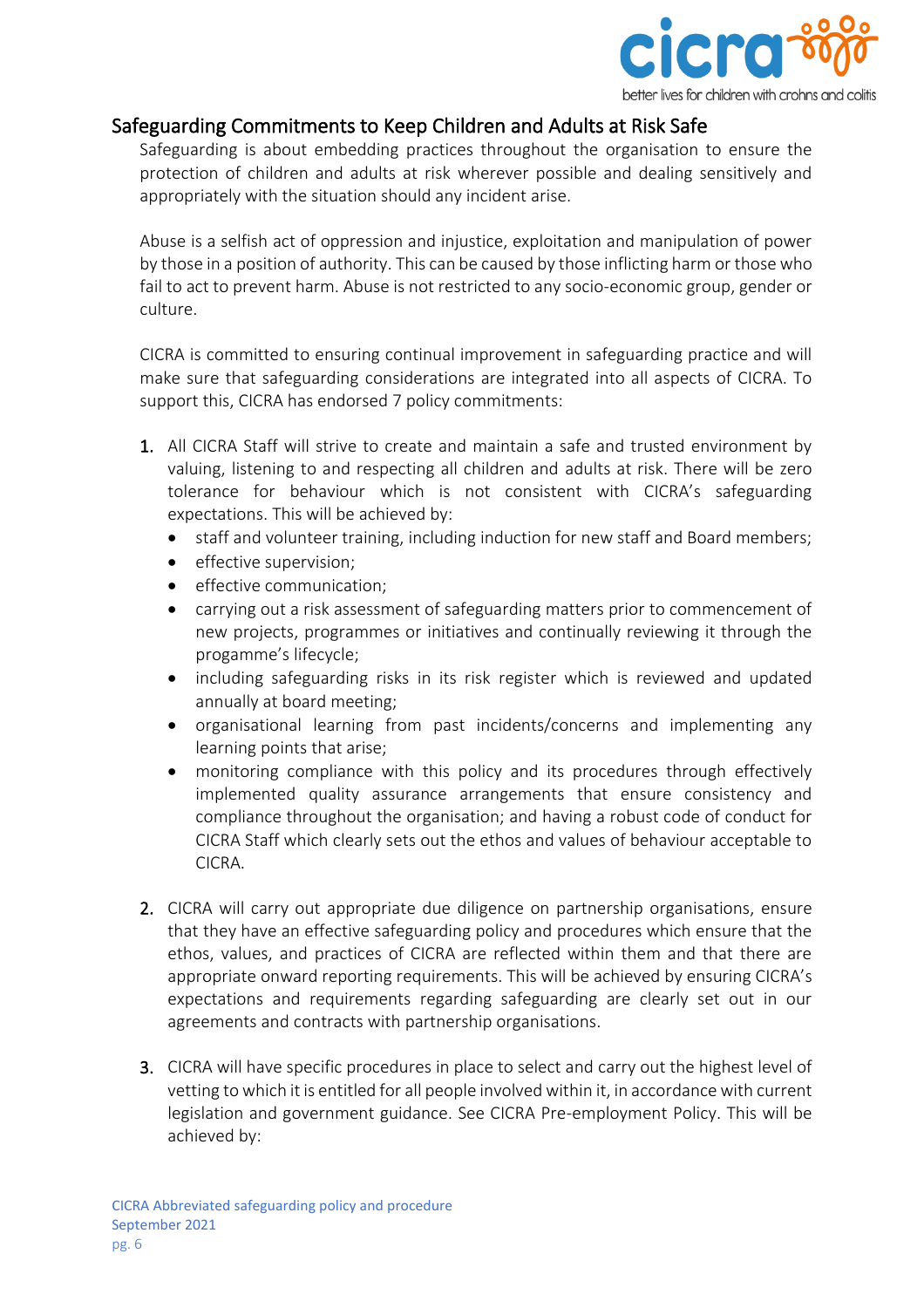## Safeguarding Commitments to Keep Children and Adults at Risk Safe

Safeguarding is about embedding practices throughout the organisation to ensure the protection of children and adults at risk wherever possible and dealing sensitively and appropriately with the situation should any incident arise.

Abuse is a selfish act of oppression and injustice, exploitation and manipulation of power by those in a position of authority. This can be caused by those inflicting harm or those who fail to act to prevent harm. Abuse is not restricted to any socio-economic group, gender or culture.

CICRA is committed to ensuring continual improvement in safeguarding practice and will make sure that safeguarding considerations are integrated into all aspects of CICRA. To support this, CICRA has endorsed 7 policy commitments:

1. All CICRA Staff will strive to create and maintain a safe and trusted environment by valuing, listening to and respecting all children and adults at risk. There will be zero tolerance for behaviour which is not consistent with CICRA's safeguarding expectations. This will be achieved by:
   - staff and volunteer training, including induction for new staff and Board members;
   - effective supervision;
   - effective communication;
   - carrying out a risk assessment of safeguarding matters prior to commencement of new projects, programmes or initiatives and continually reviewing it through the progamme's lifecycle;
   - including safeguarding risks in its risk register which is reviewed and updated annually at board meeting;
   - organisational learning from past incidents/concerns and implementing any learning points that arise;
   - monitoring compliance with this policy and its procedures through effectively implemented quality assurance arrangements that ensure consistency and compliance throughout the organisation; and having a robust code of conduct for CICRA Staff which clearly sets out the ethos and values of behaviour acceptable to CICRA.

2. CICRA will carry out appropriate due diligence on partnership organisations, ensure that they have an effective safeguarding policy and procedures which ensure that the ethos, values, and practices of CICRA are reflected within them and that there are appropriate onward reporting requirements. This will be achieved by ensuring CICRA's expectations and requirements regarding safeguarding are clearly set out in our agreements and contracts with partnership organisations.

3. CICRA will have specific procedures in place to select and carry out the highest level of vetting to which it is entitled for all people involved within it, in accordance with current legislation and government guidance. See CICRA Pre-employment Policy. This will be achieved by: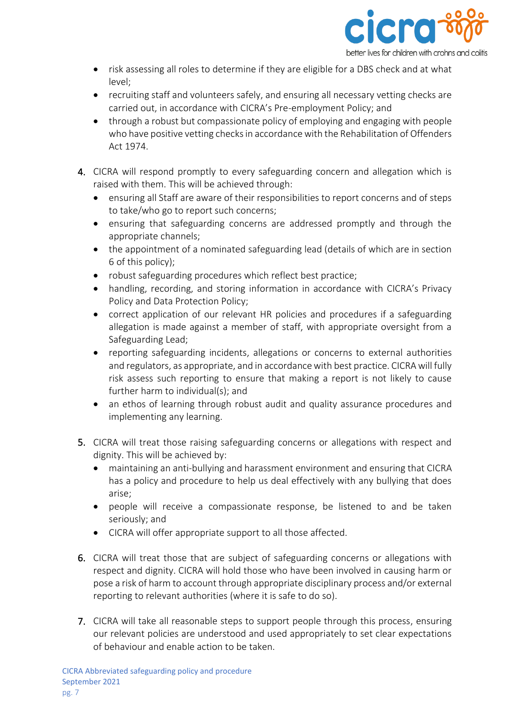- risk assessing all roles to determine if they are eligible for a DBS check and at what level;
- recruiting staff and volunteers safely, and ensuring all necessary vetting checks are carried out, in accordance with CICRA's Pre-employment Policy; and
- through a robust but compassionate policy of employing and engaging with people who have positive vetting checks in accordance with the Rehabilitation of Offenders Act 1974.

4. CICRA will respond promptly to every safeguarding concern and allegation which is raised with them. This will be achieved through:
   - ensuring all Staff are aware of their responsibilities to report concerns and of steps to take/who go to report such concerns;
   - ensuring that safeguarding concerns are addressed promptly and through the appropriate channels;
   - the appointment of a nominated safeguarding lead (details of which are in section 6 of this policy);
   - robust safeguarding procedures which reflect best practice;
   - handling, recording, and storing information in accordance with CICRA's Privacy Policy and Data Protection Policy;
   - correct application of our relevant HR policies and procedures if a safeguarding allegation is made against a member of staff, with appropriate oversight from a Safeguarding Lead;
   - reporting safeguarding incidents, allegations or concerns to external authorities and regulators, as appropriate, and in accordance with best practice. CICRA will fully risk assess such reporting to ensure that making a report is not likely to cause further harm to individual(s); and
   - an ethos of learning through robust audit and quality assurance procedures and implementing any learning.

5. CICRA will treat those raising safeguarding concerns or allegations with respect and dignity. This will be achieved by:
   - maintaining an anti-bullying and harassment environment and ensuring that CICRA has a policy and procedure to help us deal effectively with any bullying that does arise;
   - people will receive a compassionate response, be listened to and be taken seriously; and
   - CICRA will offer appropriate support to all those affected.

6. CICRA will treat those that are subject of safeguarding concerns or allegations with respect and dignity. CICRA will hold those who have been involved in causing harm or pose a risk of harm to account through appropriate disciplinary process and/or external reporting to relevant authorities (where it is safe to do so).

7. CICRA will take all reasonable steps to support people through this process, ensuring our relevant policies are understood and used appropriately to set clear expectations of behaviour and enable action to be taken.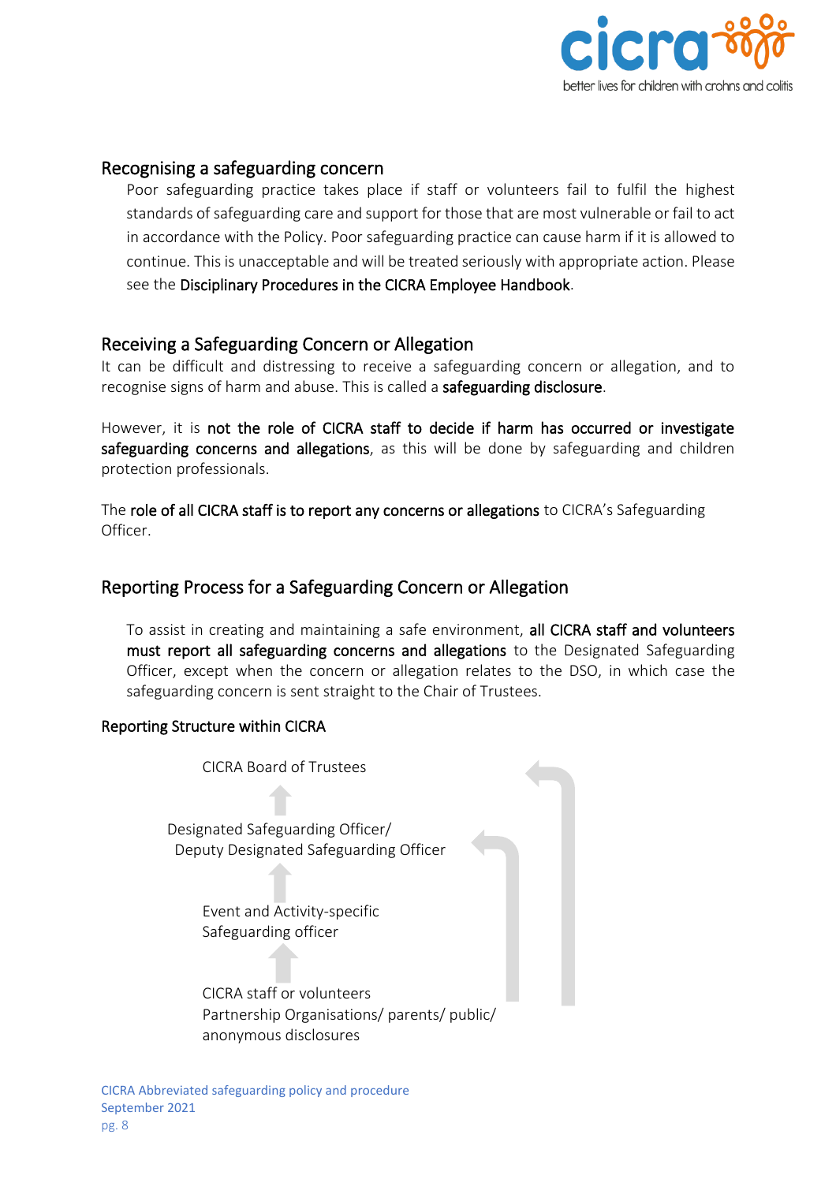## Recognising a safeguarding concern

Poor safeguarding practice takes place if staff or volunteers fail to fulfil the highest standards of safeguarding care and support for those that are most vulnerable or fail to act in accordance with the Policy. Poor safeguarding practice can cause harm if it is allowed to continue. This is unacceptable and will be treated seriously with appropriate action. Please see the **Disciplinary Procedures in the CICRA Employee Handbook**.

## Receiving a Safeguarding Concern or Allegation

It can be difficult and distressing to receive a safeguarding concern or allegation, and to recognise signs of harm and abuse. This is called a **safeguarding disclosure**.

However, it is **not the role of CICRA staff to decide if harm has occurred or investigate safeguarding concerns and allegations**, as this will be done by safeguarding and children protection professionals.

The **role of all CICRA staff is to report any concerns or allegations** to CICRA's Safeguarding Officer.

## Reporting Process for a Safeguarding Concern or Allegation

To assist in creating and maintaining a safe environment, **all CICRA staff and volunteers must report all safeguarding concerns and allegations** to the Designated Safeguarding Officer, except when the concern or allegation relates to the DSO, in which case the safeguarding concern is sent straight to the Chair of Trustees.

### Reporting Structure within CICRA

CICRA Board of Trustees

↑

Designated Safeguarding Officer/
Deputy Designated Safeguarding Officer

↑

Event and Activity-specific
Safeguarding officer

↑

CICRA staff or volunteers
Partnership Organisations/ parents/ public/
anonymous disclosures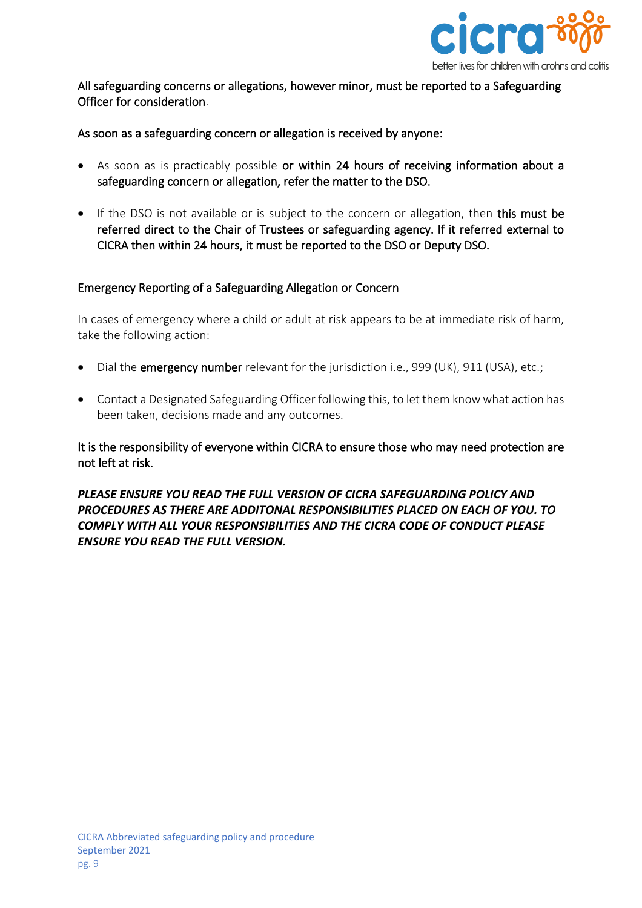All safeguarding concerns or allegations, however minor, must be reported to a Safeguarding Officer for consideration.

As soon as a safeguarding concern or allegation is received by anyone:

- As soon as is practicably possible **or within 24 hours of receiving information about a safeguarding concern or allegation, refer the matter to the DSO.**
- If the DSO is not available or is subject to the concern or allegation, then **this must be referred direct to the Chair of Trustees or safeguarding agency. If it referred external to CICRA then within 24 hours, it must be reported to the DSO or Deputy DSO.**

## Emergency Reporting of a Safeguarding Allegation or Concern

In cases of emergency where a child or adult at risk appears to be at immediate risk of harm, take the following action:

- Dial the **emergency number** relevant for the jurisdiction i.e., 999 (UK), 911 (USA), etc.;
- Contact a Designated Safeguarding Officer following this, to let them know what action has been taken, decisions made and any outcomes.

It is the responsibility of everyone within CICRA to ensure those who may need protection are not left at risk.

***PLEASE ENSURE YOU READ THE FULL VERSION OF CICRA SAFEGUARDING POLICY AND PROCEDURES AS THERE ARE ADDITONAL RESPONSIBILITIES PLACED ON EACH OF YOU. TO COMPLY WITH ALL YOUR RESPONSIBILITIES AND THE CICRA CODE OF CONDUCT PLEASE ENSURE YOU READ THE FULL VERSION.***